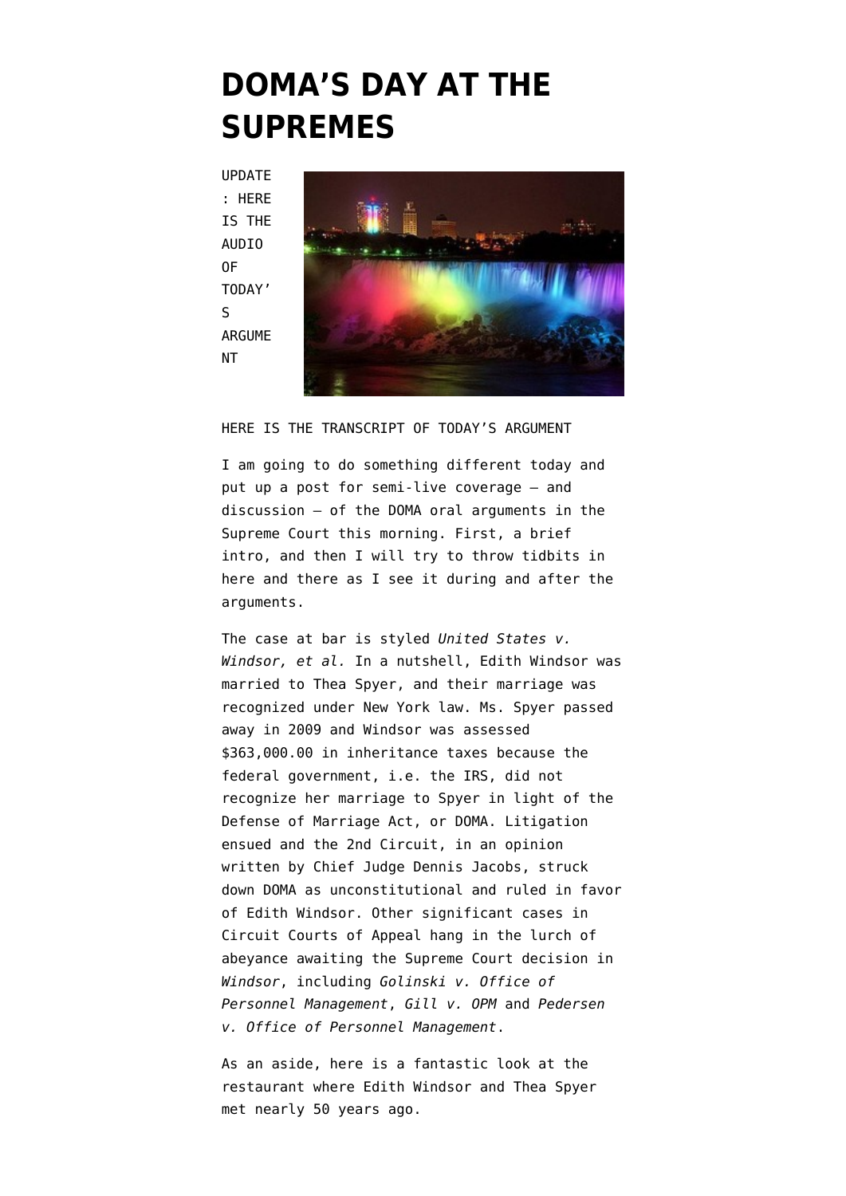# DOMA'S DAY AT THE SUPREMES

UPDATE: HERE IS THE AUDIO OF TODAY'S ARGUMENT

HERE IS THE TRANSCRIPT OF TODAY'S ARGUMENT

I am going to do something different today and put up a post for semi-live coverage – and discussion – of the DOMA oral arguments in the Supreme Court this morning. First, a brief intro, and then I will try to throw tidbits in here and there as I see it during and after the arguments.

The case at bar is styled *United States v. Windsor, et al.* In a nutshell, Edith Windsor was married to Thea Spyer, and their marriage was recognized under New York law. Ms. Spyer passed away in 2009 and Windsor was assessed $363,000.00 in inheritance taxes because the federal government, i.e. the IRS, did not recognize her marriage to Spyer in light of the Defense of Marriage Act, or DOMA. Litigation ensued and the 2nd Circuit, in an opinion written by Chief Judge Dennis Jacobs, struck down DOMA as unconstitutional and ruled in favor of Edith Windsor. Other significant cases in Circuit Courts of Appeal hang in the lurch of abeyance awaiting the Supreme Court decision in *Windsor*, including *Golinski v. Office of Personnel Management*, *Gill v. OPM* and *Pedersen v. Office of Personnel Management*.

As an aside, here is a fantastic look at the restaurant where Edith Windsor and Thea Spyer met nearly 50 years ago.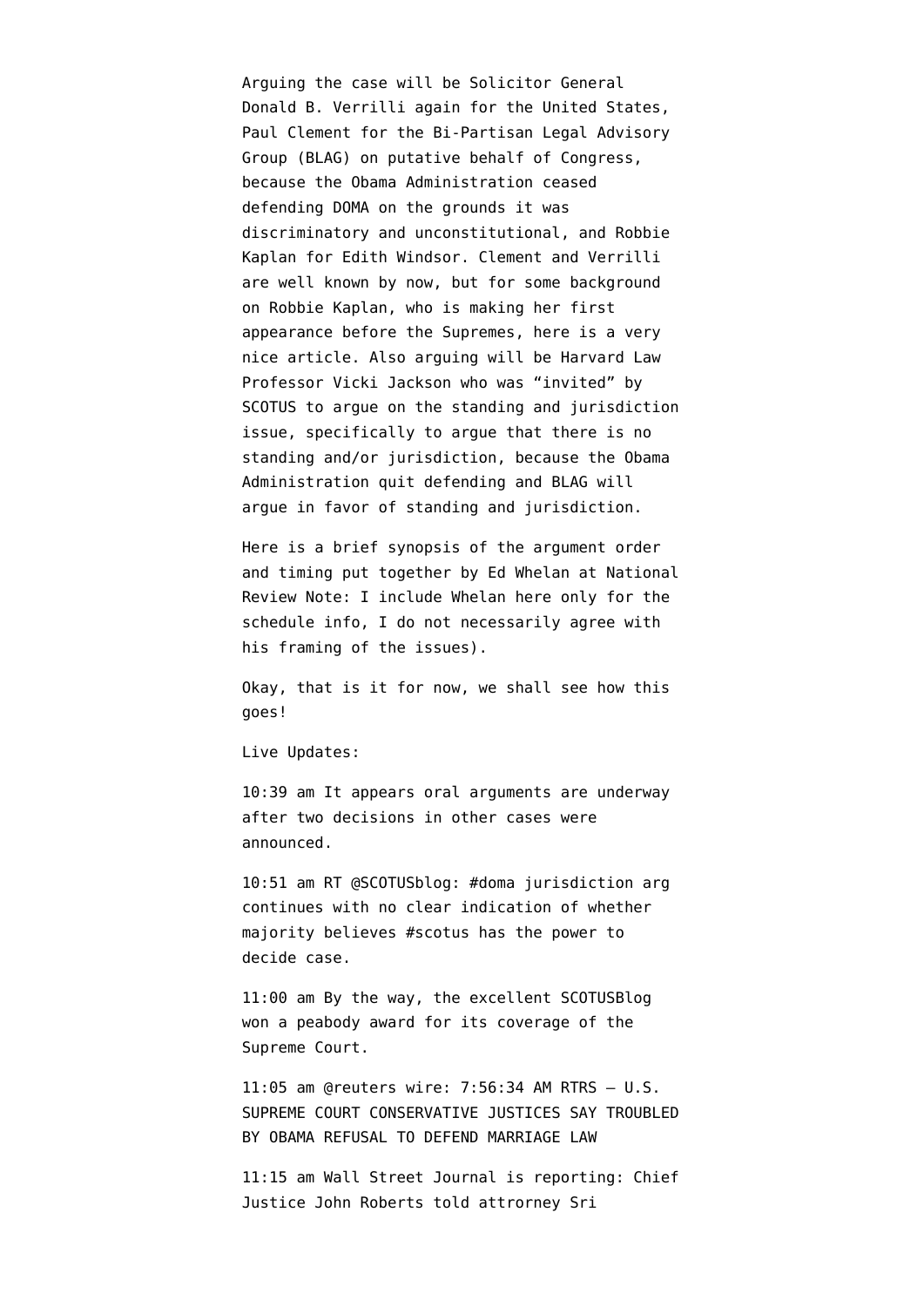Arguing the case will be Solicitor General Donald B. Verrilli again for the United States, Paul Clement for the Bi-Partisan Legal Advisory Group (BLAG) on putative behalf of Congress, because the Obama Administration ceased defending DOMA on the grounds it was discriminatory and unconstitutional, and Robbie Kaplan for Edith Windsor. Clement and Verrilli are well known by now, but for some background on Robbie Kaplan, who is making her first appearance before the Supremes, here is a very nice article. Also arguing will be Harvard Law Professor Vicki Jackson who was "invited" by SCOTUS to argue on the standing and jurisdiction issue, specifically to argue that there is no standing and/or jurisdiction, because the Obama Administration quit defending and BLAG will argue in favor of standing and jurisdiction.

Here is a brief synopsis of the argument order and timing put together by Ed Whelan at National Review Note: I include Whelan here only for the schedule info, I do not necessarily agree with his framing of the issues).

Okay, that is it for now, we shall see how this goes!

Live Updates:

10:39 am It appears oral arguments are underway after two decisions in other cases were announced.

10:51 am RT @SCOTUSblog: #doma jurisdiction arg continues with no clear indication of whether majority believes #scotus has the power to decide case.

11:00 am By the way, the excellent SCOTUSBlog won a peabody award for its coverage of the Supreme Court.

11:05 am @reuters wire: 7:56:34 AM RTRS – U.S. SUPREME COURT CONSERVATIVE JUSTICES SAY TROUBLED BY OBAMA REFUSAL TO DEFEND MARRIAGE LAW

11:15 am Wall Street Journal is reporting: Chief Justice John Roberts told attrorney Sri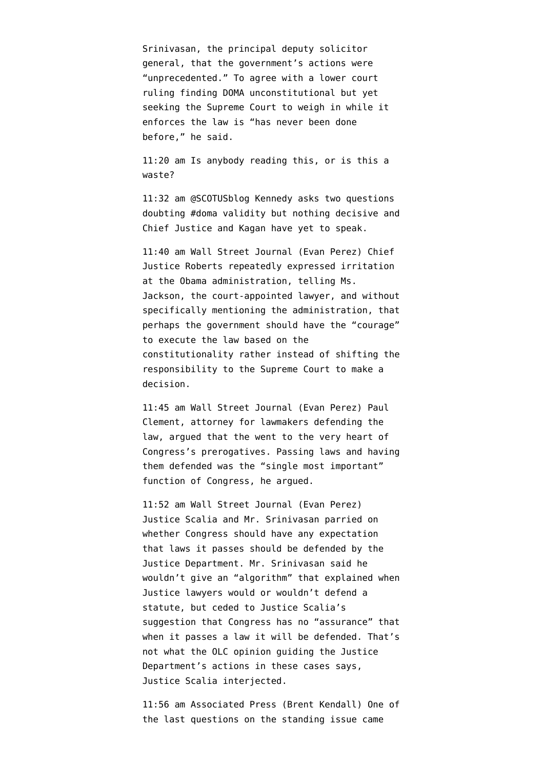Srinivasan, the principal deputy solicitor general, that the government's actions were "unprecedented." To agree with a lower court ruling finding DOMA unconstitutional but yet seeking the Supreme Court to weigh in while it enforces the law is "has never been done before," he said.

11:20 am Is anybody reading this, or is this a waste?

11:32 am @SCOTUSblog Kennedy asks two questions doubting #doma validity but nothing decisive and Chief Justice and Kagan have yet to speak.

11:40 am Wall Street Journal (Evan Perez) Chief Justice Roberts repeatedly expressed irritation at the Obama administration, telling Ms. Jackson, the court-appointed lawyer, and without specifically mentioning the administration, that perhaps the government should have the "courage" to execute the law based on the constitutionality rather instead of shifting the responsibility to the Supreme Court to make a decision.

11:45 am Wall Street Journal (Evan Perez) Paul Clement, attorney for lawmakers defending the law, argued that the went to the very heart of Congress's prerogatives. Passing laws and having them defended was the "single most important" function of Congress, he argued.

11:52 am Wall Street Journal (Evan Perez) Justice Scalia and Mr. Srinivasan parried on whether Congress should have any expectation that laws it passes should be defended by the Justice Department. Mr. Srinivasan said he wouldn't give an "algorithm" that explained when Justice lawyers would or wouldn't defend a statute, but ceded to Justice Scalia's suggestion that Congress has no "assurance" that when it passes a law it will be defended. That's not what the OLC opinion guiding the Justice Department's actions in these cases says, Justice Scalia interjected.

11:56 am Associated Press (Brent Kendall) One of the last questions on the standing issue came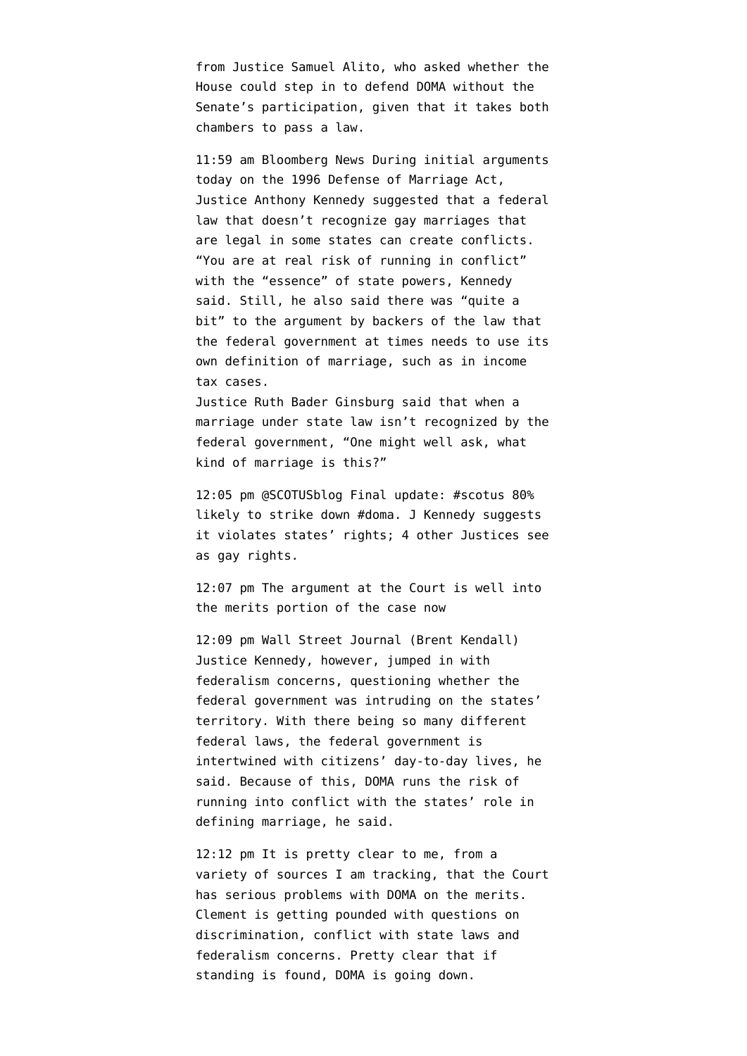from Justice Samuel Alito, who asked whether the House could step in to defend DOMA without the Senate's participation, given that it takes both chambers to pass a law.

11:59 am Bloomberg News During initial arguments today on the 1996 Defense of Marriage Act, Justice Anthony Kennedy suggested that a federal law that doesn't recognize gay marriages that are legal in some states can create conflicts. "You are at real risk of running in conflict" with the "essence" of state powers, Kennedy said. Still, he also said there was "quite a bit" to the argument by backers of the law that the federal government at times needs to use its own definition of marriage, such as in income tax cases.
Justice Ruth Bader Ginsburg said that when a marriage under state law isn't recognized by the federal government, "One might well ask, what kind of marriage is this?"

12:05 pm @SCOTUSblog Final update: #scotus 80% likely to strike down #doma. J Kennedy suggests it violates states' rights; 4 other Justices see as gay rights.

12:07 pm The argument at the Court is well into the merits portion of the case now

12:09 pm Wall Street Journal (Brent Kendall) Justice Kennedy, however, jumped in with federalism concerns, questioning whether the federal government was intruding on the states' territory. With there being so many different federal laws, the federal government is intertwined with citizens' day-to-day lives, he said. Because of this, DOMA runs the risk of running into conflict with the states' role in defining marriage, he said.

12:12 pm It is pretty clear to me, from a variety of sources I am tracking, that the Court has serious problems with DOMA on the merits. Clement is getting pounded with questions on discrimination, conflict with state laws and federalism concerns. Pretty clear that if standing is found, DOMA is going down.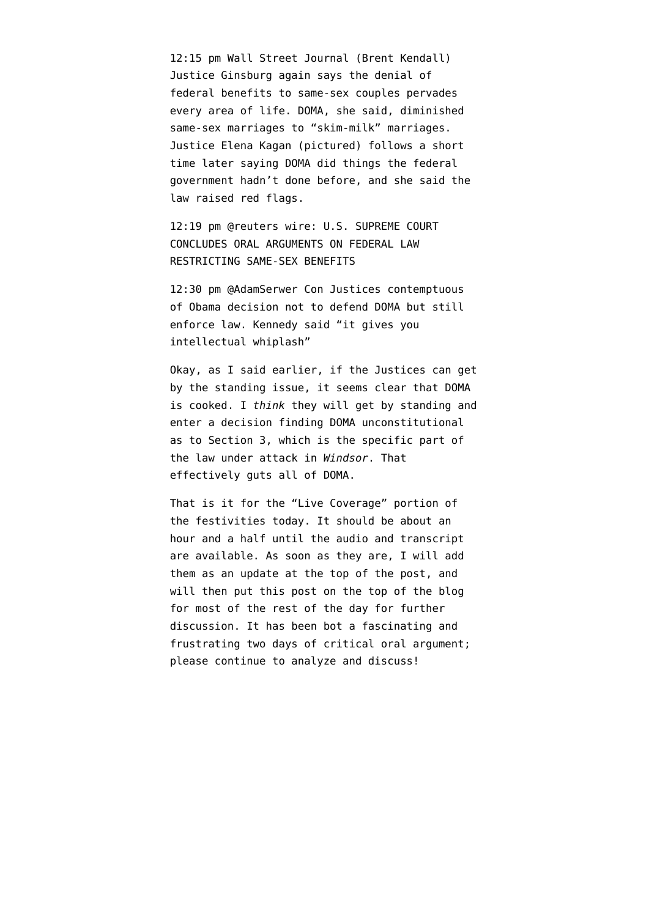12:15 pm Wall Street Journal (Brent Kendall) Justice Ginsburg again says the denial of federal benefits to same-sex couples pervades every area of life. DOMA, she said, diminished same-sex marriages to “skim-milk” marriages. Justice Elena Kagan (pictured) follows a short time later saying DOMA did things the federal government hadn’t done before, and she said the law raised red flags.

12:19 pm @reuters wire: U.S. SUPREME COURT CONCLUDES ORAL ARGUMENTS ON FEDERAL LAW RESTRICTING SAME-SEX BENEFITS

12:30 pm @AdamSerwer Con Justices contemptuous of Obama decision not to defend DOMA but still enforce law. Kennedy said “it gives you intellectual whiplash”

Okay, as I said earlier, if the Justices can get by the standing issue, it seems clear that DOMA is cooked. I *think* they will get by standing and enter a decision finding DOMA unconstitutional as to Section 3, which is the specific part of the law under attack in *Windsor*. That effectively guts all of DOMA.

That is it for the “Live Coverage” portion of the festivities today. It should be about an hour and a half until the audio and transcript are available. As soon as they are, I will add them as an update at the top of the post, and will then put this post on the top of the blog for most of the rest of the day for further discussion. It has been bot a fascinating and frustrating two days of critical oral argument; please continue to analyze and discuss!